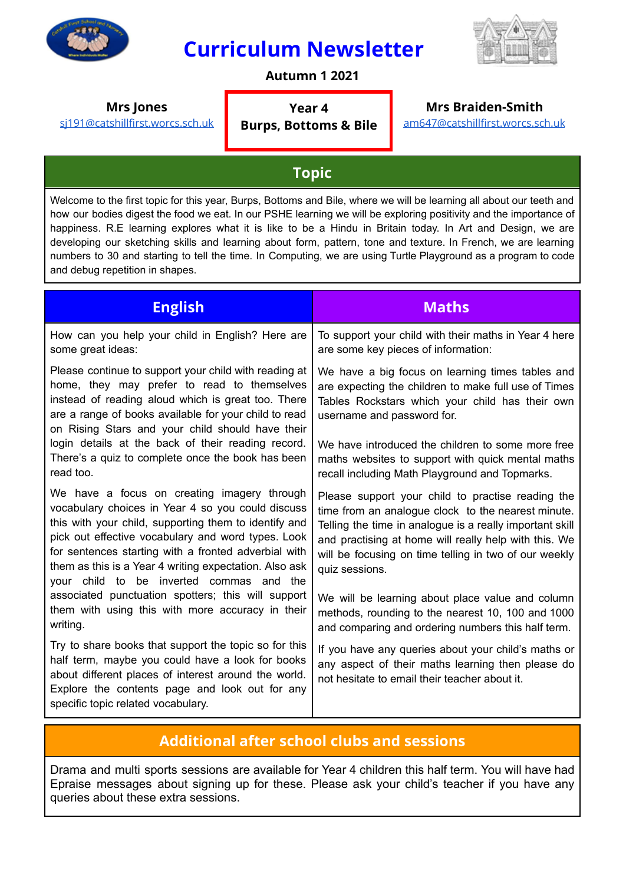# Curriculum Newsletter

**Autumn 1 2021**

**Mrs Jones**
sj191@catshillfirst.worcs.sch.uk

**Year 4**
**Burps, Bottoms & Bile**

**Mrs Braiden-Smith**
am647@catshillfirst.worcs.sch.uk

## Topic

Welcome to the first topic for this year, Burps, Bottoms and Bile, where we will be learning all about our teeth and how our bodies digest the food we eat. In our PSHE learning we will be exploring positivity and the importance of happiness. R.E learning explores what it is like to be a Hindu in Britain today. In Art and Design, we are developing our sketching skills and learning about form, pattern, tone and texture. In French, we are learning numbers to 30 and starting to tell the time. In Computing, we are using Turtle Playground as a program to code and debug repetition in shapes.

## English

How can you help your child in English? Here are some great ideas:

Please continue to support your child with reading at home, they may prefer to read to themselves instead of reading aloud which is great too. There are a range of books available for your child to read on Rising Stars and your child should have their login details at the back of their reading record. There's a quiz to complete once the book has been read too.

We have a focus on creating imagery through vocabulary choices in Year 4 so you could discuss this with your child, supporting them to identify and pick out effective vocabulary and word types. Look for sentences starting with a fronted adverbial with them as this is a Year 4 writing expectation. Also ask your child to be inverted commas and the associated punctuation spotters; this will support them with using this with more accuracy in their writing.

Try to share books that support the topic so for this half term, maybe you could have a look for books about different places of interest around the world. Explore the contents page and look out for any specific topic related vocabulary.

## Maths

To support your child with their maths in Year 4 here are some key pieces of information:

We have a big focus on learning times tables and are expecting the children to make full use of Times Tables Rockstars which your child has their own username and password for.

We have introduced the children to some more free maths websites to support with quick mental maths recall including Math Playground and Topmarks.

Please support your child to practise reading the time from an analogue clock to the nearest minute. Telling the time in analogue is a really important skill and practising at home will really help with this. We will be focusing on time telling in two of our weekly quiz sessions.

We will be learning about place value and column methods, rounding to the nearest 10, 100 and 1000 and comparing and ordering numbers this half term.

If you have any queries about your child's maths or any aspect of their maths learning then please do not hesitate to email their teacher about it.

## Additional after school clubs and sessions

Drama and multi sports sessions are available for Year 4 children this half term. You will have had Epraise messages about signing up for these. Please ask your child's teacher if you have any queries about these extra sessions.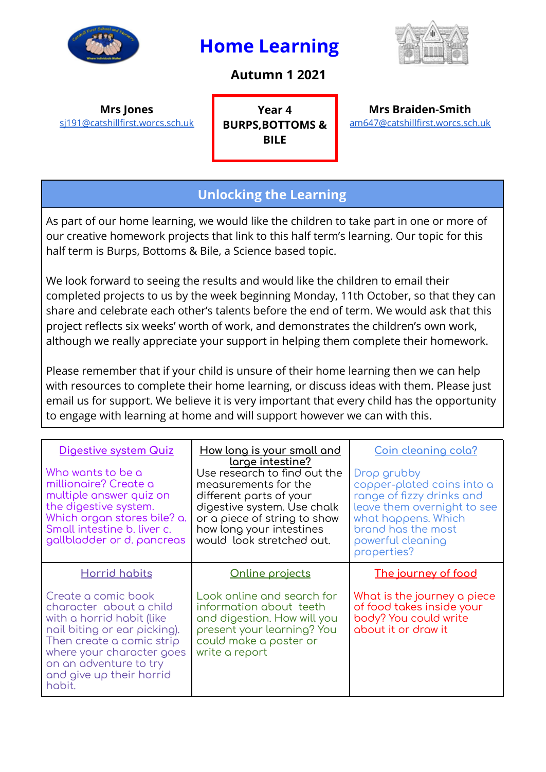# Home Learning

**Autumn 1 2021**

**Mrs Jones**
sj191@catshillfirst.worcs.sch.uk

**Year 4**
**BURPS,BOTTOMS & BILE**

**Mrs Braiden-Smith**
am647@catshillfirst.worcs.sch.uk

## Unlocking the Learning

As part of our home learning, we would like the children to take part in one or more of our creative homework projects that link to this half term's learning. Our topic for this half term is Burps, Bottoms & Bile, a Science based topic.

We look forward to seeing the results and would like the children to email their completed projects to us by the week beginning Monday, 11th October, so that they can share and celebrate each other's talents before the end of term. We would ask that this project reflects six weeks' worth of work, and demonstrates the children's own work, although we really appreciate your support in helping them complete their homework.

Please remember that if your child is unsure of their home learning then we can help with resources to complete their home learning, or discuss ideas with them. Please just email us for support. We believe it is very important that every child has the opportunity to engage with learning at home and will support however we can with this.

| | | |
|---|---|---|
| **Digestive system Quiz**<br><br>Who wants to be a millionaire? Create a multiple answer quiz on the digestive system. Which organ stores bile? a. Small intestine b. liver c. gallbladder or d. pancreas | **How long is your small and large intestine?**<br>Use research to find out the measurements for the different parts of your digestive system. Use chalk or a piece of string to show how long your intestines would look stretched out. | **Coin cleaning cola?**<br><br>Drop grubby copper-plated coins into a range of fizzy drinks and leave them overnight to see what happens. Which brand has the most powerful cleaning properties? |
| **Horrid habits**<br><br>Create a comic book character about a child with a horrid habit (like nail biting or ear picking). Then create a comic strip where your character goes on an adventure to try and give up their horrid habit. | **Online projects**<br><br>Look online and search for information about teeth and digestion. How will you present your learning? You could make a poster or write a report | **The journey of food**<br><br>What is the journey a piece of food takes inside your body? You could write about it or draw it |